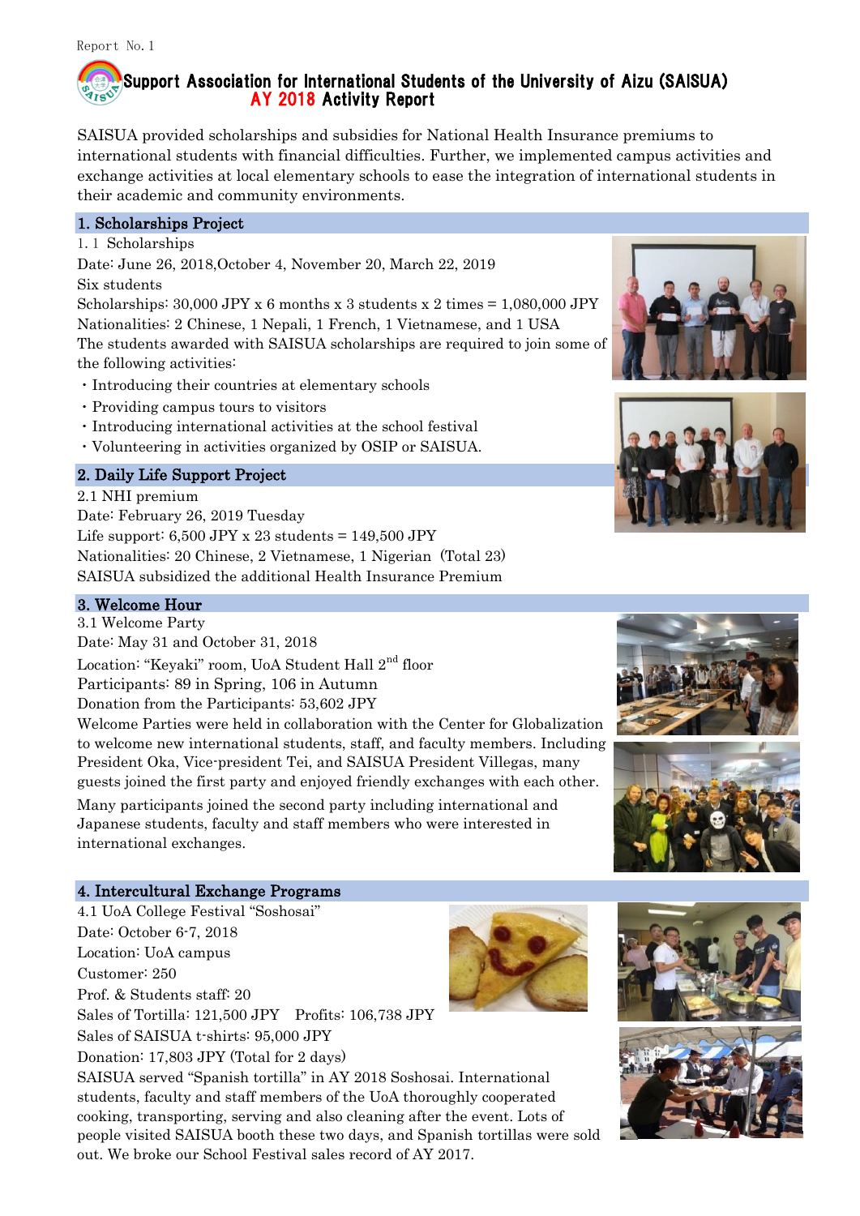Report No.1

# Support Association for International Students of the University of Aizu (SAISUA)
# AY 2018 Activity Report

SAISUA provided scholarships and subsidies for National Health Insurance premiums to international students with financial difficulties. Further, we implemented campus activities and exchange activities at local elementary schools to ease the integration of international students in their academic and community environments.

## 1. Scholarships Project

1.1 Scholarships

Date: June 26, 2018,October 4, November 20, March 22, 2019

Six students

Scholarships: 30,000 JPY x 6 months x 3 students x 2 times = 1,080,000 JPY

Nationalities: 2 Chinese, 1 Nepali, 1 French, 1 Vietnamese, and 1 USA

The students awarded with SAISUA scholarships are required to join some of the following activities:

- Introducing their countries at elementary schools
- Providing campus tours to visitors
- Introducing international activities at the school festival
- Volunteering in activities organized by OSIP or SAISUA.

## 2. Daily Life Support Project

2.1 NHI premium

Date: February 26, 2019 Tuesday

Life support: 6,500 JPY x 23 students = 149,500 JPY

Nationalities: 20 Chinese, 2 Vietnamese, 1 Nigerian (Total 23)

SAISUA subsidized the additional Health Insurance Premium

## 3. Welcome Hour

3.1 Welcome Party

Date: May 31 and October 31, 2018

Location: "Keyaki" room, UoA Student Hall 2nd floor

Participants: 89 in Spring, 106 in Autumn

Donation from the Participants: 53,602 JPY

Welcome Parties were held in collaboration with the Center for Globalization to welcome new international students, staff, and faculty members. Including President Oka, Vice-president Tei, and SAISUA President Villegas, many guests joined the first party and enjoyed friendly exchanges with each other.

Many participants joined the second party including international and Japanese students, faculty and staff members who were interested in international exchanges.

## 4. Intercultural Exchange Programs

4.1 UoA College Festival "Soshosai"

Date: October 6-7, 2018

Location: UoA campus

Customer: 250

Prof. & Students staff: 20

Sales of Tortilla: 121,500 JPY Profits: 106,738 JPY

Sales of SAISUA t-shirts: 95,000 JPY

Donation: 17,803 JPY (Total for 2 days)

SAISUA served "Spanish tortilla" in AY 2018 Soshosai. International students, faculty and staff members of the UoA thoroughly cooperated cooking, transporting, serving and also cleaning after the event. Lots of people visited SAISUA booth these two days, and Spanish tortillas were sold out. We broke our School Festival sales record of AY 2017.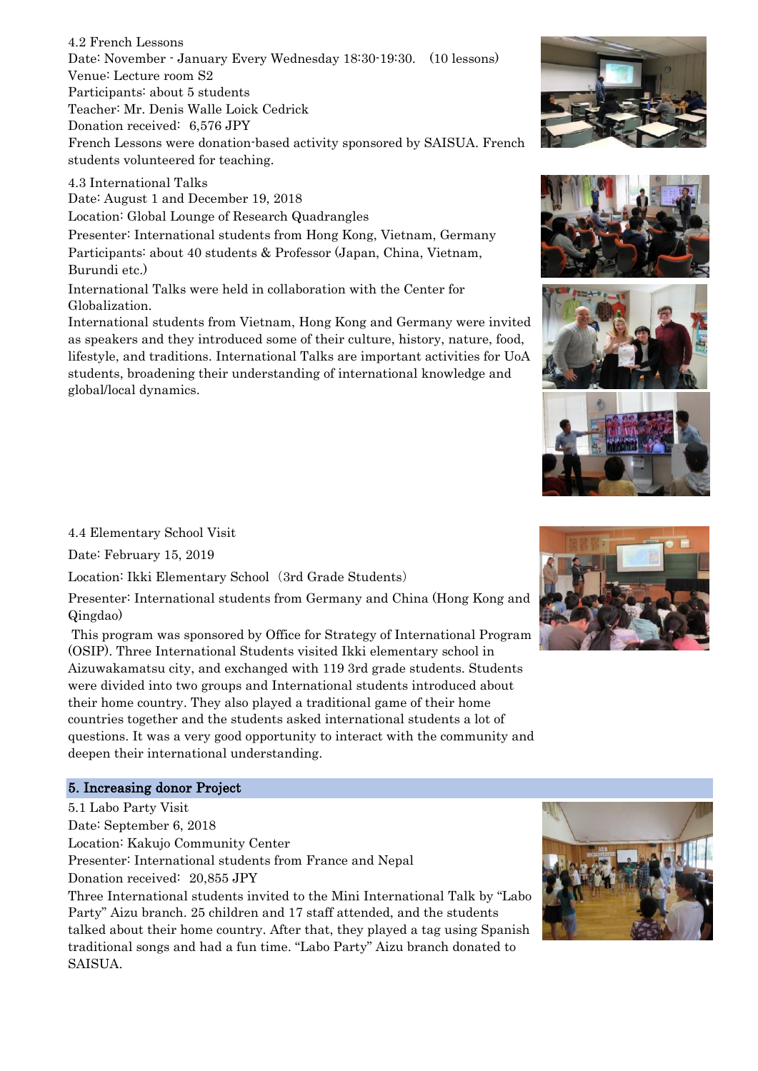4.2 French Lessons

Date: November - January Every Wednesday 18:30-19:30. (10 lessons)

Venue: Lecture room S2

Participants: about 5 students

Teacher: Mr. Denis Walle Loick Cedrick

Donation received: 6,576 JPY

French Lessons were donation-based activity sponsored by SAISUA. French students volunteered for teaching.

4.3 International Talks

Date: August 1 and December 19, 2018

Location: Global Lounge of Research Quadrangles

Presenter: International students from Hong Kong, Vietnam, Germany

Participants: about 40 students & Professor (Japan, China, Vietnam, Burundi etc.)

International Talks were held in collaboration with the Center for Globalization.

International students from Vietnam, Hong Kong and Germany were invited as speakers and they introduced some of their culture, history, nature, food, lifestyle, and traditions. International Talks are important activities for UoA students, broadening their understanding of international knowledge and global/local dynamics.

4.4 Elementary School Visit

Date: February 15, 2019

Location: Ikki Elementary School（3rd Grade Students）

Presenter: International students from Germany and China (Hong Kong and Qingdao)

This program was sponsored by Office for Strategy of International Program (OSIP). Three International Students visited Ikki elementary school in Aizuwakamatsu city, and exchanged with 119 3rd grade students. Students were divided into two groups and International students introduced about their home country. They also played a traditional game of their home countries together and the students asked international students a lot of questions. It was a very good opportunity to interact with the community and deepen their international understanding.

## 5. Increasing donor Project

5.1 Labo Party Visit

Date: September 6, 2018

Location: Kakujo Community Center

Presenter: International students from France and Nepal

Donation received: 20,855 JPY

Three International students invited to the Mini International Talk by "Labo Party" Aizu branch. 25 children and 17 staff attended, and the students talked about their home country. After that, they played a tag using Spanish traditional songs and had a fun time. "Labo Party" Aizu branch donated to SAISUA.